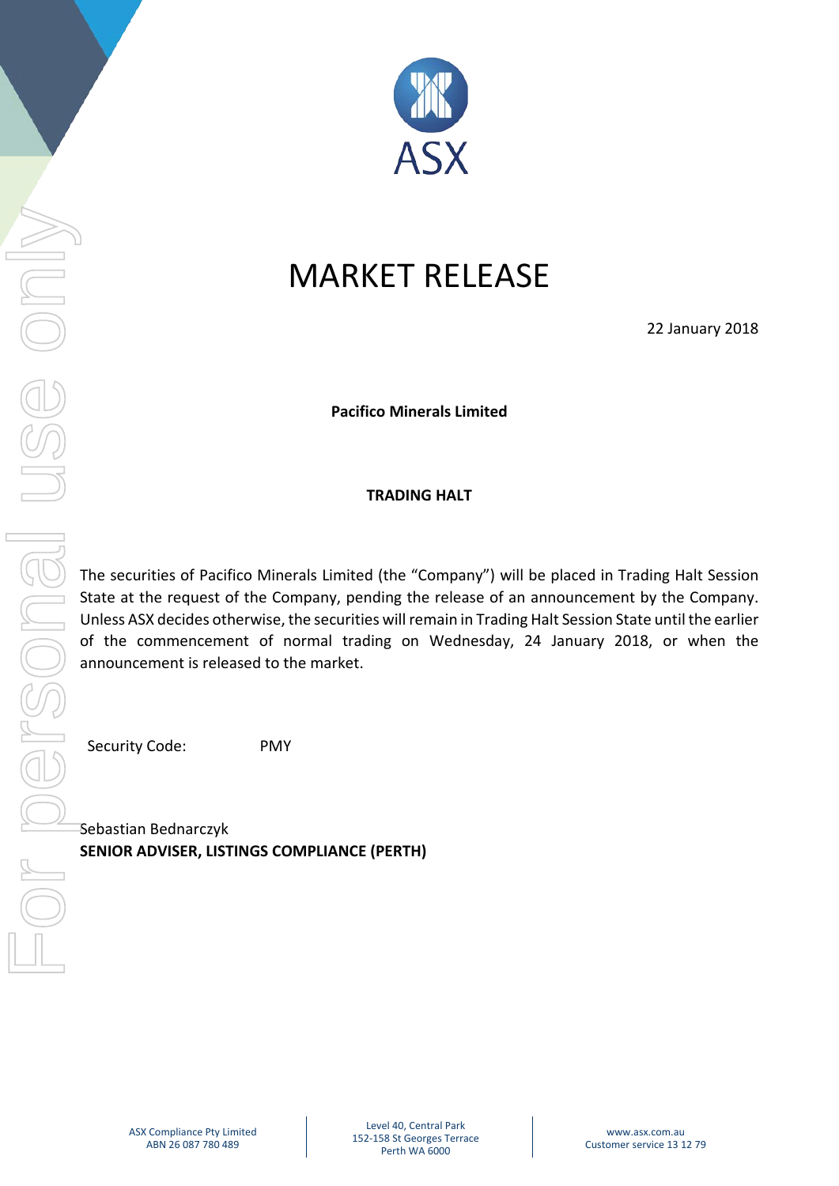# MARKET RELEASE

22 January 2018

**Pacifico Minerals Limited**

**TRADING HALT**

The securities of Pacifico Minerals Limited (the "Company") will be placed in Trading Halt Session State at the request of the Company, pending the release of an announcement by the Company. Unless ASX decides otherwise, the securities will remain in Trading Halt Session State until the earlier of the commencement of normal trading on Wednesday, 24 January 2018, or when the announcement is released to the market.

Security Code: PMY

Sebastian Bednarczyk
**SENIOR ADVISER, LISTINGS COMPLIANCE (PERTH)**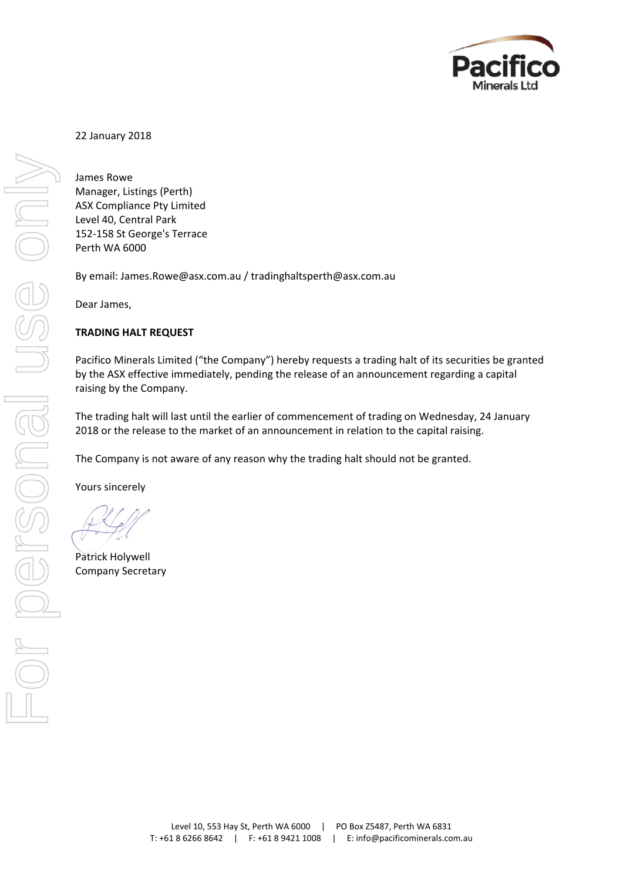22 January 2018

James Rowe
Manager, Listings (Perth)
ASX Compliance Pty Limited
Level 40, Central Park
152-158 St George's Terrace
Perth WA 6000

By email: James.Rowe@asx.com.au / tradinghaltsperth@asx.com.au

Dear James,

**TRADING HALT REQUEST**

Pacifico Minerals Limited ("the Company") hereby requests a trading halt of its securities be granted by the ASX effective immediately, pending the release of an announcement regarding a capital raising by the Company.

The trading halt will last until the earlier of commencement of trading on Wednesday, 24 January 2018 or the release to the market of an announcement in relation to the capital raising.

The Company is not aware of any reason why the trading halt should not be granted.

Yours sincerely

Patrick Holywell
Company Secretary

Level 10, 553 Hay St, Perth WA 6000 | PO Box Z5487, Perth WA 6831
T: +61 8 6266 8642 | F: +61 8 9421 1008 | E: info@pacificominerals.com.au